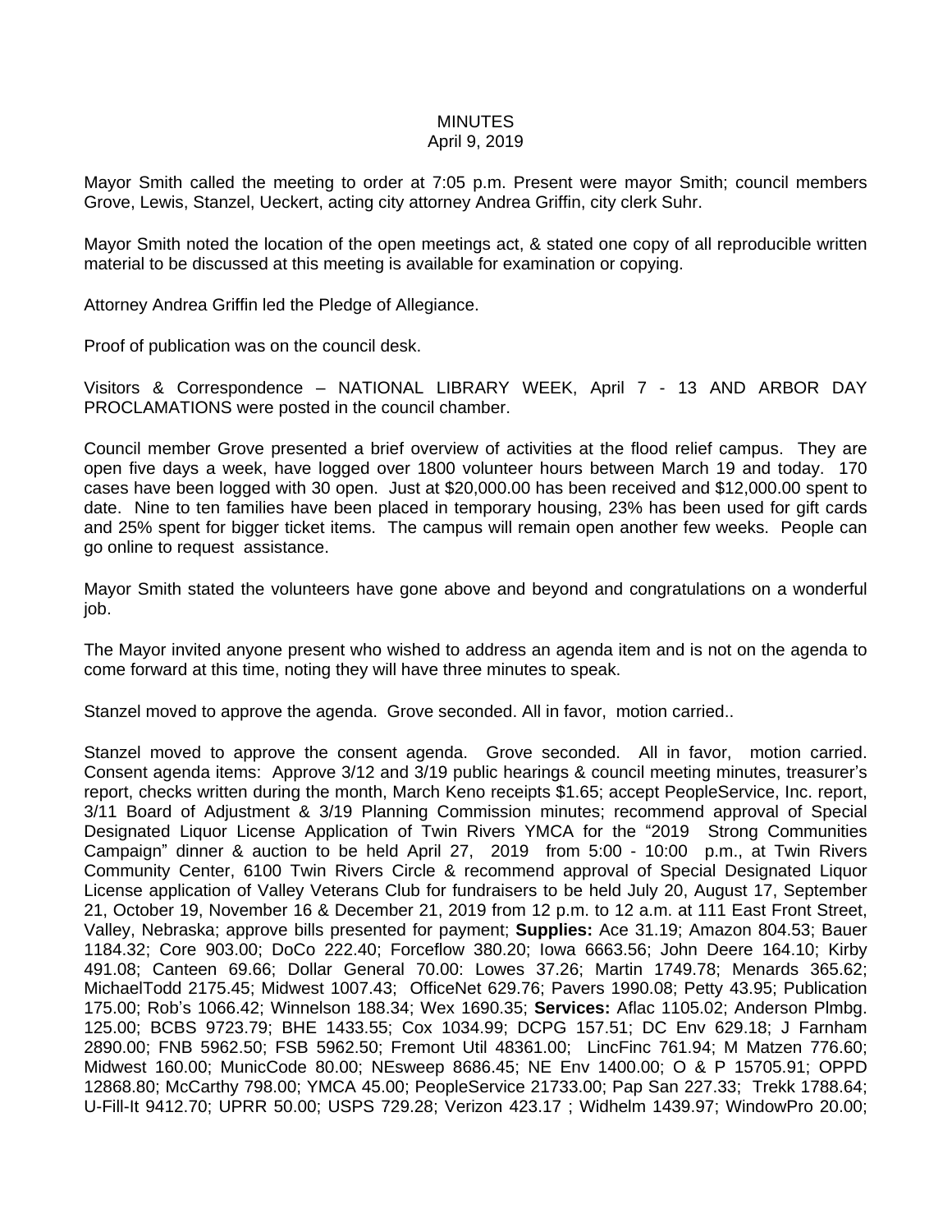MINUTES
April 9, 2019

Mayor Smith called the meeting to order at 7:05 p.m. Present were mayor Smith; council members Grove, Lewis, Stanzel, Ueckert, acting city attorney Andrea Griffin, city clerk Suhr.

Mayor Smith noted the location of the open meetings act, & stated one copy of all reproducible written material to be discussed at this meeting is available for examination or copying.

Attorney Andrea Griffin led the Pledge of Allegiance.

Proof of publication was on the council desk.

Visitors & Correspondence – NATIONAL LIBRARY WEEK, April 7 - 13 AND ARBOR DAY PROCLAMATIONS were posted in the council chamber.

Council member Grove presented a brief overview of activities at the flood relief campus. They are open five days a week, have logged over 1800 volunteer hours between March 19 and today. 170 cases have been logged with 30 open. Just at $20,000.00 has been received and $12,000.00 spent to date. Nine to ten families have been placed in temporary housing, 23% has been used for gift cards and 25% spent for bigger ticket items. The campus will remain open another few weeks. People can go online to request assistance.

Mayor Smith stated the volunteers have gone above and beyond and congratulations on a wonderful job.

The Mayor invited anyone present who wished to address an agenda item and is not on the agenda to come forward at this time, noting they will have three minutes to speak.

Stanzel moved to approve the agenda. Grove seconded. All in favor, motion carried..

Stanzel moved to approve the consent agenda. Grove seconded. All in favor, motion carried. Consent agenda items: Approve 3/12 and 3/19 public hearings & council meeting minutes, treasurer's report, checks written during the month, March Keno receipts $1.65; accept PeopleService, Inc. report, 3/11 Board of Adjustment & 3/19 Planning Commission minutes; recommend approval of Special Designated Liquor License Application of Twin Rivers YMCA for the "2019 Strong Communities Campaign" dinner & auction to be held April 27, 2019 from 5:00 - 10:00 p.m., at Twin Rivers Community Center, 6100 Twin Rivers Circle & recommend approval of Special Designated Liquor License application of Valley Veterans Club for fundraisers to be held July 20, August 17, September 21, October 19, November 16 & December 21, 2019 from 12 p.m. to 12 a.m. at 111 East Front Street, Valley, Nebraska; approve bills presented for payment; **Supplies:** Ace 31.19; Amazon 804.53; Bauer 1184.32; Core 903.00; DoCo 222.40; Forceflow 380.20; Iowa 6663.56; John Deere 164.10; Kirby 491.08; Canteen 69.66; Dollar General 70.00: Lowes 37.26; Martin 1749.78; Menards 365.62; MichaelTodd 2175.45; Midwest 1007.43; OfficeNet 629.76; Pavers 1990.08; Petty 43.95; Publication 175.00; Rob's 1066.42; Winnelson 188.34; Wex 1690.35; **Services:** Aflac 1105.02; Anderson Plmbg. 125.00; BCBS 9723.79; BHE 1433.55; Cox 1034.99; DCPG 157.51; DC Env 629.18; J Farnham 2890.00; FNB 5962.50; FSB 5962.50; Fremont Util 48361.00; LincFinc 761.94; M Matzen 776.60; Midwest 160.00; MunicCode 80.00; NEsweep 8686.45; NE Env 1400.00; O & P 15705.91; OPPD 12868.80; McCarthy 798.00; YMCA 45.00; PeopleService 21733.00; Pap San 227.33; Trekk 1788.64; U-Fill-It 9412.70; UPRR 50.00; USPS 729.28; Verizon 423.17 ; Widhelm 1439.97; WindowPro 20.00;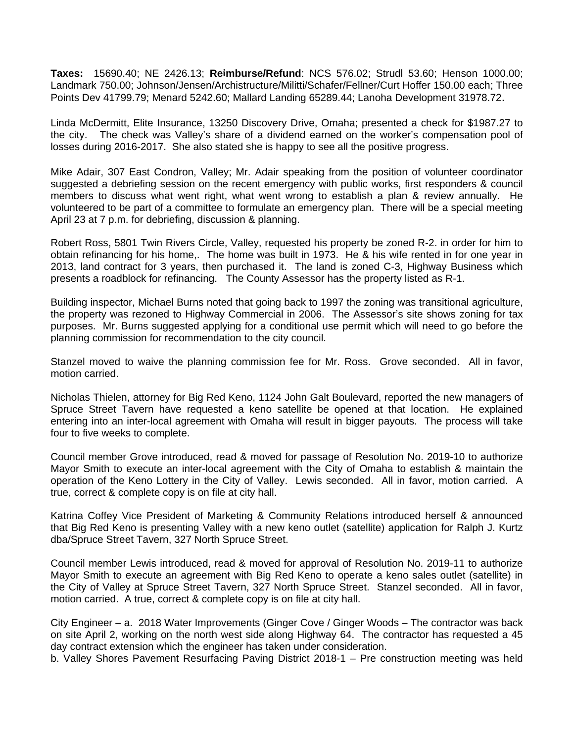**Taxes:** 15690.40; NE 2426.13; **Reimburse/Refund**: NCS 576.02; Strudl 53.60; Henson 1000.00; Landmark 750.00; Johnson/Jensen/Archistructure/Militti/Schafer/Fellner/Curt Hoffer 150.00 each; Three Points Dev 41799.79; Menard 5242.60; Mallard Landing 65289.44; Lanoha Development 31978.72.

Linda McDermitt, Elite Insurance, 13250 Discovery Drive, Omaha; presented a check for $1987.27 to the city. The check was Valley's share of a dividend earned on the worker's compensation pool of losses during 2016-2017. She also stated she is happy to see all the positive progress.

Mike Adair, 307 East Condron, Valley; Mr. Adair speaking from the position of volunteer coordinator suggested a debriefing session on the recent emergency with public works, first responders & council members to discuss what went right, what went wrong to establish a plan & review annually. He volunteered to be part of a committee to formulate an emergency plan. There will be a special meeting April 23 at 7 p.m. for debriefing, discussion & planning.

Robert Ross, 5801 Twin Rivers Circle, Valley, requested his property be zoned R-2. in order for him to obtain refinancing for his home,. The home was built in 1973. He & his wife rented in for one year in 2013, land contract for 3 years, then purchased it. The land is zoned C-3, Highway Business which presents a roadblock for refinancing. The County Assessor has the property listed as R-1.

Building inspector, Michael Burns noted that going back to 1997 the zoning was transitional agriculture, the property was rezoned to Highway Commercial in 2006. The Assessor's site shows zoning for tax purposes. Mr. Burns suggested applying for a conditional use permit which will need to go before the planning commission for recommendation to the city council.

Stanzel moved to waive the planning commission fee for Mr. Ross. Grove seconded. All in favor, motion carried.

Nicholas Thielen, attorney for Big Red Keno, 1124 John Galt Boulevard, reported the new managers of Spruce Street Tavern have requested a keno satellite be opened at that location. He explained entering into an inter-local agreement with Omaha will result in bigger payouts. The process will take four to five weeks to complete.

Council member Grove introduced, read & moved for passage of Resolution No. 2019-10 to authorize Mayor Smith to execute an inter-local agreement with the City of Omaha to establish & maintain the operation of the Keno Lottery in the City of Valley. Lewis seconded. All in favor, motion carried. A true, correct & complete copy is on file at city hall.

Katrina Coffey Vice President of Marketing & Community Relations introduced herself & announced that Big Red Keno is presenting Valley with a new keno outlet (satellite) application for Ralph J. Kurtz dba/Spruce Street Tavern, 327 North Spruce Street.

Council member Lewis introduced, read & moved for approval of Resolution No. 2019-11 to authorize Mayor Smith to execute an agreement with Big Red Keno to operate a keno sales outlet (satellite) in the City of Valley at Spruce Street Tavern, 327 North Spruce Street. Stanzel seconded. All in favor, motion carried. A true, correct & complete copy is on file at city hall.

City Engineer – a. 2018 Water Improvements (Ginger Cove / Ginger Woods – The contractor was back on site April 2, working on the north west side along Highway 64. The contractor has requested a 45 day contract extension which the engineer has taken under consideration.
b. Valley Shores Pavement Resurfacing Paving District 2018-1 – Pre construction meeting was held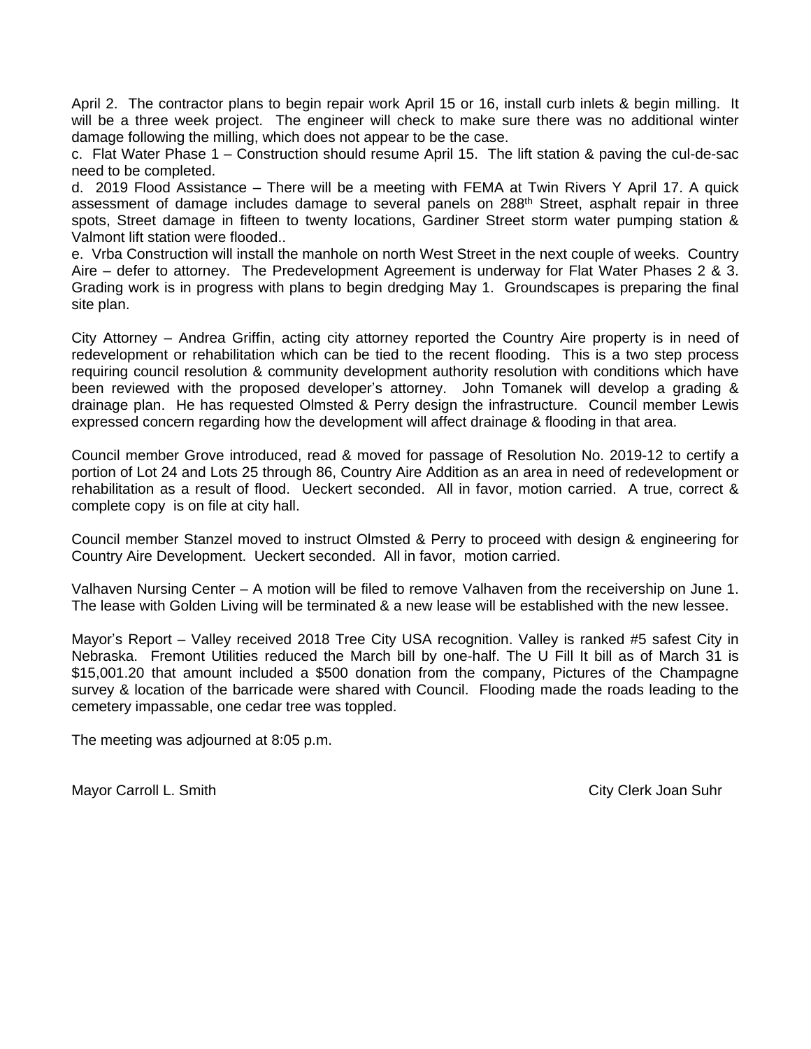April 2. The contractor plans to begin repair work April 15 or 16, install curb inlets & begin milling. It will be a three week project. The engineer will check to make sure there was no additional winter damage following the milling, which does not appear to be the case.

c. Flat Water Phase 1 – Construction should resume April 15. The lift station & paving the cul-de-sac need to be completed.

d. 2019 Flood Assistance – There will be a meeting with FEMA at Twin Rivers Y April 17. A quick assessment of damage includes damage to several panels on 288th Street, asphalt repair in three spots, Street damage in fifteen to twenty locations, Gardiner Street storm water pumping station & Valmont lift station were flooded..

e. Vrba Construction will install the manhole on north West Street in the next couple of weeks. Country Aire – defer to attorney. The Predevelopment Agreement is underway for Flat Water Phases 2 & 3. Grading work is in progress with plans to begin dredging May 1. Groundscapes is preparing the final site plan.

City Attorney – Andrea Griffin, acting city attorney reported the Country Aire property is in need of redevelopment or rehabilitation which can be tied to the recent flooding. This is a two step process requiring council resolution & community development authority resolution with conditions which have been reviewed with the proposed developer's attorney. John Tomanek will develop a grading & drainage plan. He has requested Olmsted & Perry design the infrastructure. Council member Lewis expressed concern regarding how the development will affect drainage & flooding in that area.

Council member Grove introduced, read & moved for passage of Resolution No. 2019-12 to certify a portion of Lot 24 and Lots 25 through 86, Country Aire Addition as an area in need of redevelopment or rehabilitation as a result of flood. Ueckert seconded. All in favor, motion carried. A true, correct & complete copy is on file at city hall.

Council member Stanzel moved to instruct Olmsted & Perry to proceed with design & engineering for Country Aire Development. Ueckert seconded. All in favor, motion carried.

Valhaven Nursing Center – A motion will be filed to remove Valhaven from the receivership on June 1. The lease with Golden Living will be terminated & a new lease will be established with the new lessee.

Mayor's Report – Valley received 2018 Tree City USA recognition. Valley is ranked #5 safest City in Nebraska. Fremont Utilities reduced the March bill by one-half. The U Fill It bill as of March 31 is $15,001.20 that amount included a $500 donation from the company, Pictures of the Champagne survey & location of the barricade were shared with Council. Flooding made the roads leading to the cemetery impassable, one cedar tree was toppled.

The meeting was adjourned at 8:05 p.m.

Mayor Carroll L. Smith                                                                                City Clerk Joan Suhr